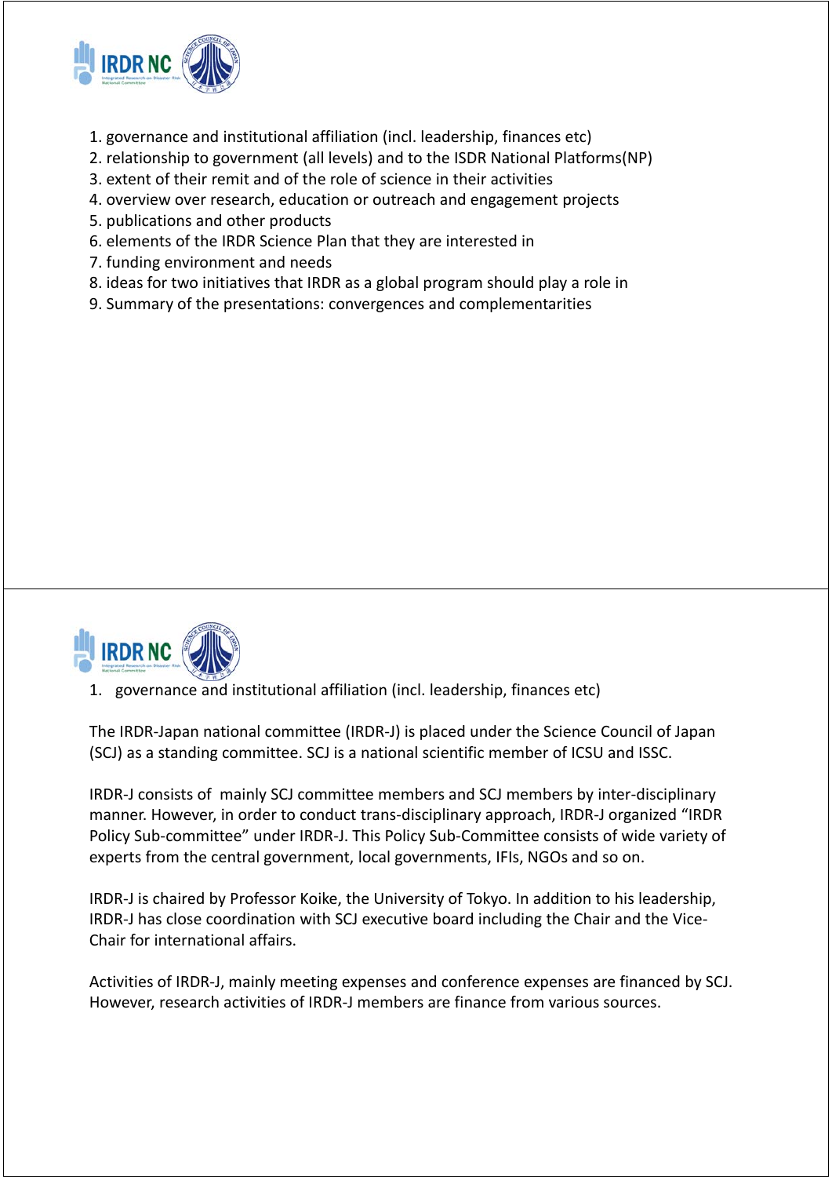1. governance and institutional affiliation (incl. leadership, finances etc)
2. relationship to government (all levels) and to the ISDR National Platforms(NP)
3. extent of their remit and of the role of science in their activities
4. overview over research, education or outreach and engagement projects
5. publications and other products
6. elements of the IRDR Science Plan that they are interested in
7. funding environment and needs
8. ideas for two initiatives that IRDR as a global program should play a role in
9. Summary of the presentations: convergences and complementarities

---

1. governance and institutional affiliation (incl. leadership, finances etc)

The IRDR-Japan national committee (IRDR-J) is placed under the Science Council of Japan (SCJ) as a standing committee. SCJ is a national scientific member of ICSU and ISSC.

IRDR-J consists of mainly SCJ committee members and SCJ members by inter-disciplinary manner. However, in order to conduct trans-disciplinary approach, IRDR-J organized "IRDR Policy Sub-committee" under IRDR-J. This Policy Sub-Committee consists of wide variety of experts from the central government, local governments, IFIs, NGOs and so on.

IRDR-J is chaired by Professor Koike, the University of Tokyo. In addition to his leadership, IRDR-J has close coordination with SCJ executive board including the Chair and the Vice-Chair for international affairs.

Activities of IRDR-J, mainly meeting expenses and conference expenses are financed by SCJ. However, research activities of IRDR-J members are finance from various sources.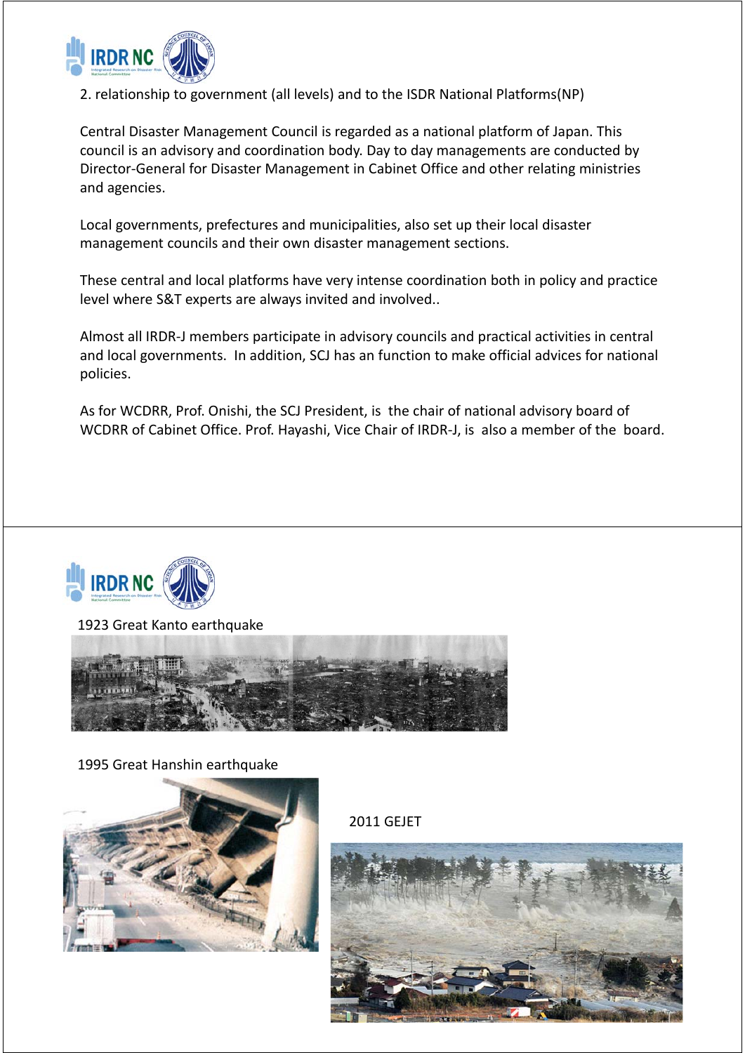2. relationship to government (all levels) and to the ISDR National Platforms(NP)

Central Disaster Management Council is regarded as a national platform of Japan. This council is an advisory and coordination body. Day to day managements are conducted by Director-General for Disaster Management in Cabinet Office and other relating ministries and agencies.

Local governments, prefectures and municipalities, also set up their local disaster management councils and their own disaster management sections.

These central and local platforms have very intense coordination both in policy and practice level where S&T experts are always invited and involved..

Almost all IRDR-J members participate in advisory councils and practical activities in central and local governments. In addition, SCJ has an function to make official advices for national policies.

As for WCDRR, Prof. Onishi, the SCJ President, is the chair of national advisory board of WCDRR of Cabinet Office. Prof. Hayashi, Vice Chair of IRDR-J, is also a member of the board.

1923 Great Kanto earthquake

1995 Great Hanshin earthquake

2011 GEJET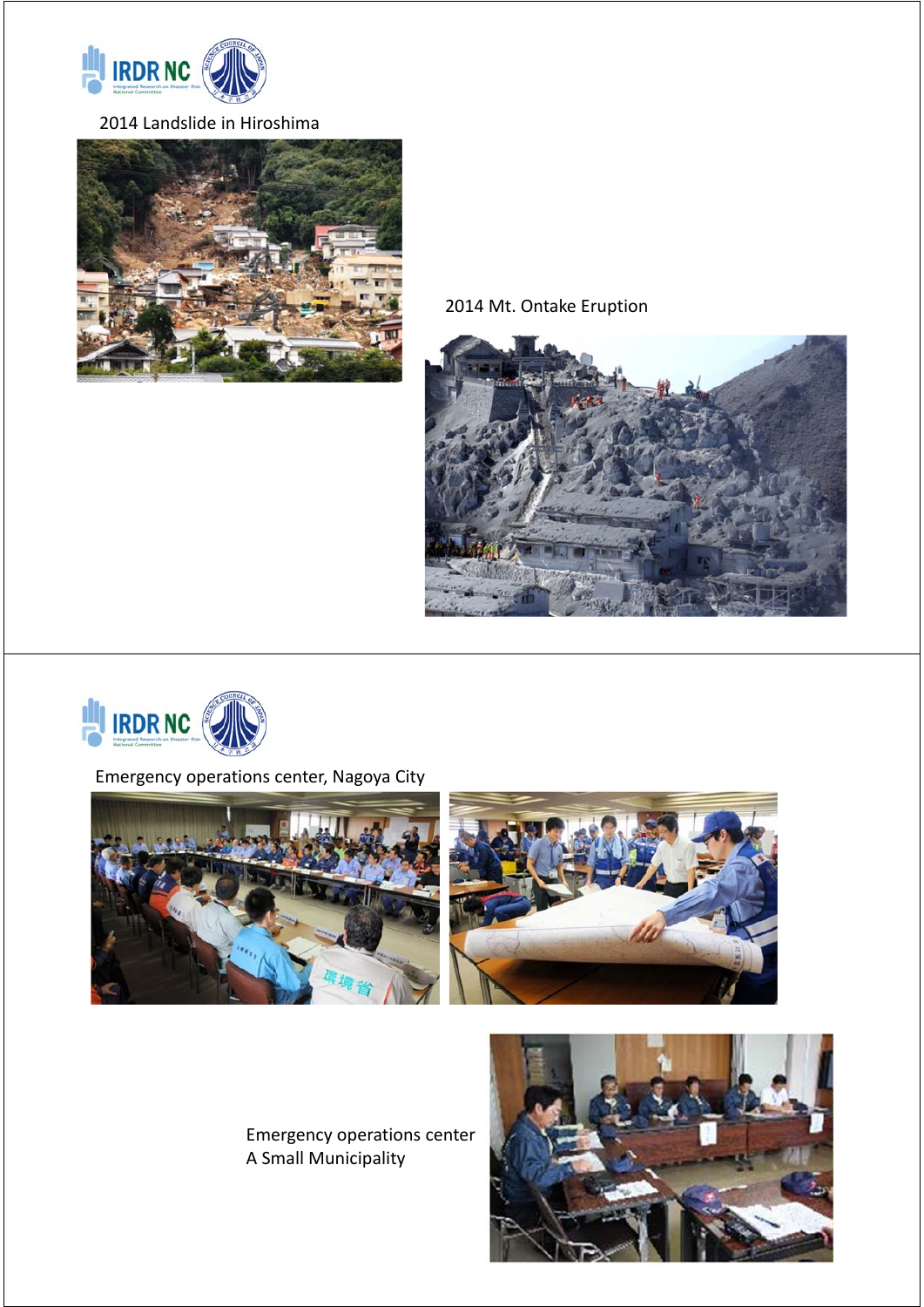2014 Landslide in Hiroshima

2014 Mt. Ontake Eruption

Emergency operations center, Nagoya City

Emergency operations center
A Small Municipality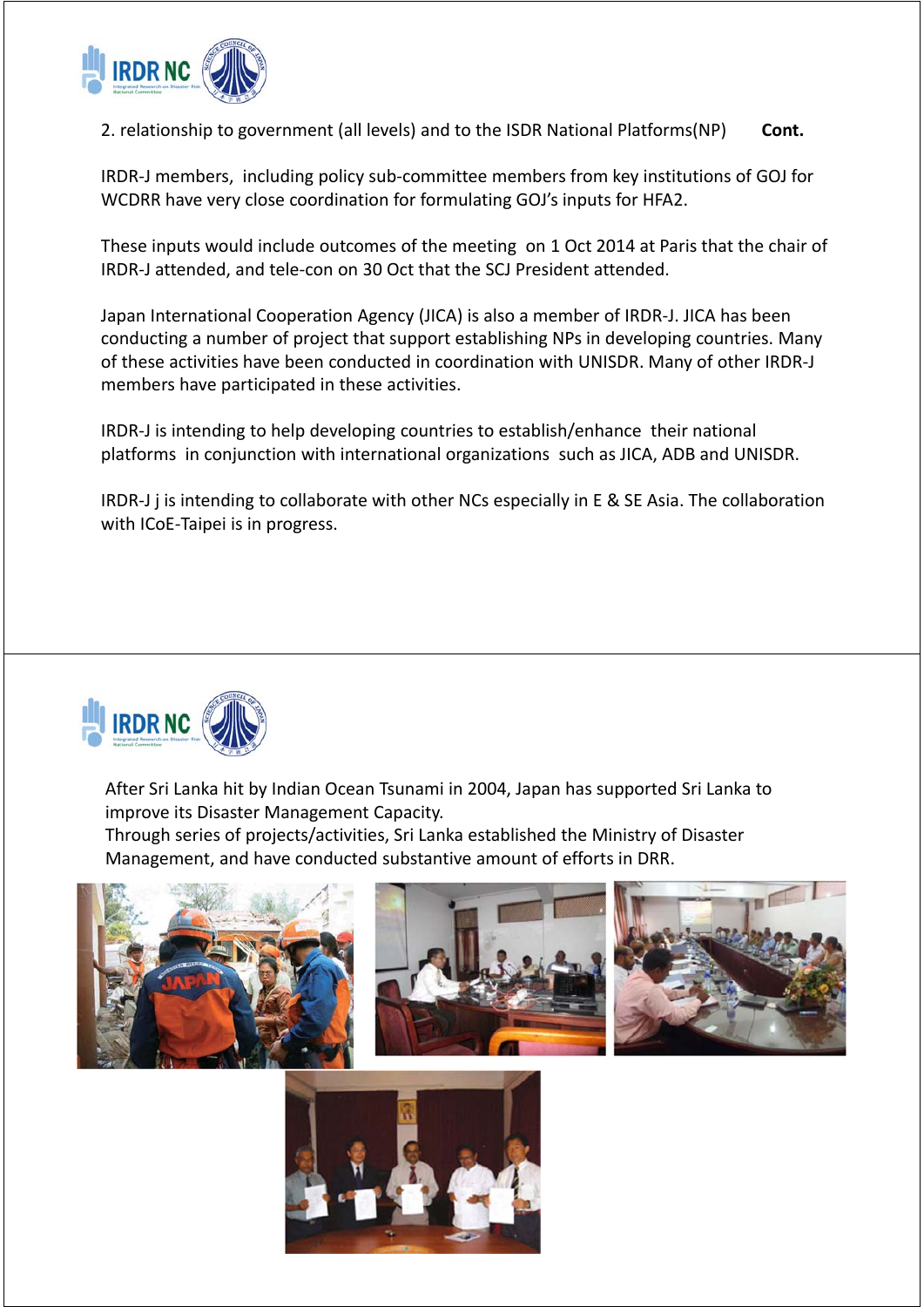2. relationship to government (all levels) and to the ISDR National Platforms(NP) **Cont.**

IRDR-J members, including policy sub-committee members from key institutions of GOJ for WCDRR have very close coordination for formulating GOJ's inputs for HFA2.

These inputs would include outcomes of the meeting on 1 Oct 2014 at Paris that the chair of IRDR-J attended, and tele-con on 30 Oct that the SCJ President attended.

Japan International Cooperation Agency (JICA) is also a member of IRDR-J. JICA has been conducting a number of project that support establishing NPs in developing countries. Many of these activities have been conducted in coordination with UNISDR. Many of other IRDR-J members have participated in these activities.

IRDR-J is intending to help developing countries to establish/enhance their national platforms in conjunction with international organizations such as JICA, ADB and UNISDR.

IRDR-J j is intending to collaborate with other NCs especially in E & SE Asia. The collaboration with ICoE-Taipei is in progress.

After Sri Lanka hit by Indian Ocean Tsunami in 2004, Japan has supported Sri Lanka to improve its Disaster Management Capacity.
Through series of projects/activities, Sri Lanka established the Ministry of Disaster Management, and have conducted substantive amount of efforts in DRR.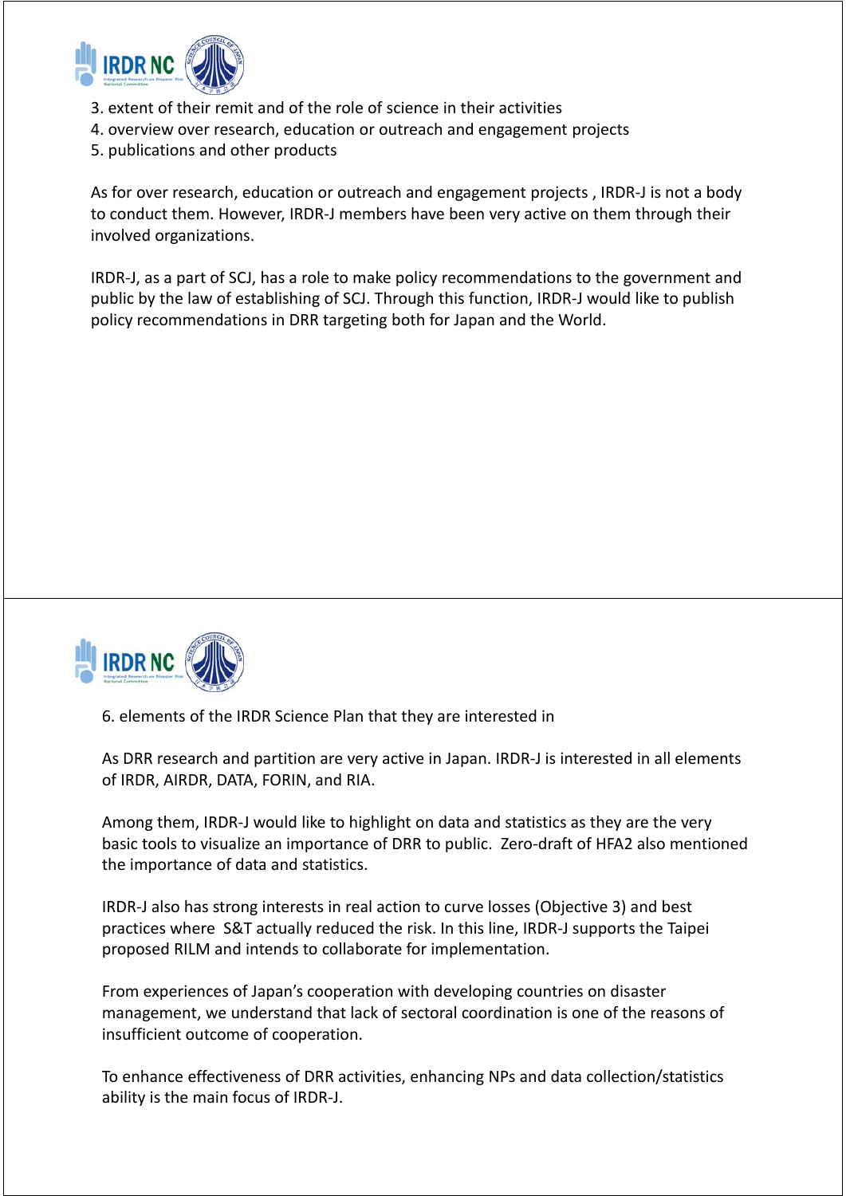3. extent of their remit and of the role of science in their activities
4. overview over research, education or outreach and engagement projects
5. publications and other products

As for over research, education or outreach and engagement projects , IRDR-J is not a body to conduct them. However, IRDR-J members have been very active on them through their involved organizations.

IRDR-J, as a part of SCJ, has a role to make policy recommendations to the government and public by the law of establishing of SCJ. Through this function, IRDR-J would like to publish policy recommendations in DRR targeting both for Japan and the World.

6. elements of the IRDR Science Plan that they are interested in

As DRR research and partition are very active in Japan. IRDR-J is interested in all elements of IRDR, AIRDR, DATA, FORIN, and RIA.

Among them, IRDR-J would like to highlight on data and statistics as they are the very basic tools to visualize an importance of DRR to public. Zero-draft of HFA2 also mentioned the importance of data and statistics.

IRDR-J also has strong interests in real action to curve losses (Objective 3) and best practices where S&T actually reduced the risk. In this line, IRDR-J supports the Taipei proposed RILM and intends to collaborate for implementation.

From experiences of Japan's cooperation with developing countries on disaster management, we understand that lack of sectoral coordination is one of the reasons of insufficient outcome of cooperation.

To enhance effectiveness of DRR activities, enhancing NPs and data collection/statistics ability is the main focus of IRDR-J.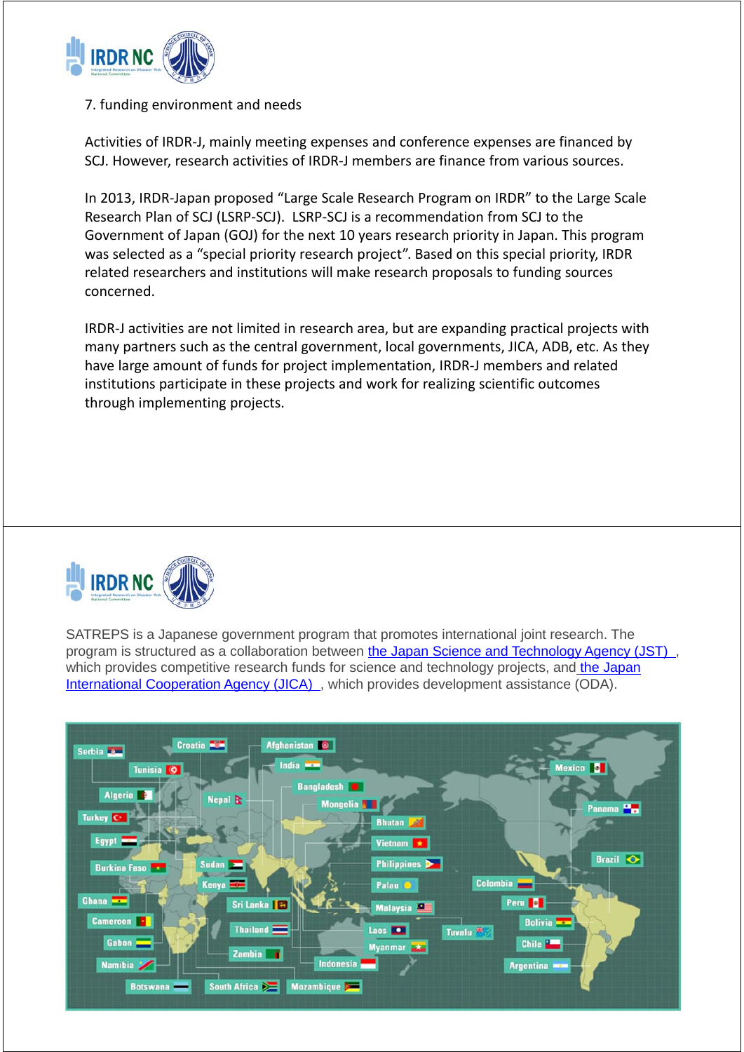7. funding environment and needs

Activities of IRDR-J, mainly meeting expenses and conference expenses are financed by SCJ. However, research activities of IRDR-J members are finance from various sources.

In 2013, IRDR-Japan proposed “Large Scale Research Program on IRDR” to the Large Scale Research Plan of SCJ (LSRP-SCJ). LSRP-SCJ is a recommendation from SCJ to the Government of Japan (GOJ) for the next 10 years research priority in Japan. This program was selected as a “special priority research project”. Based on this special priority, IRDR related researchers and institutions will make research proposals to funding sources concerned.

IRDR-J activities are not limited in research area, but are expanding practical projects with many partners such as the central government, local governments, JICA, ADB, etc. As they have large amount of funds for project implementation, IRDR-J members and related institutions participate in these projects and work for realizing scientific outcomes through implementing projects.

SATREPS is a Japanese government program that promotes international joint research. The program is structured as a collaboration between the Japan Science and Technology Agency (JST), which provides competitive research funds for science and technology projects, and the Japan International Cooperation Agency (JICA), which provides development assistance (ODA).

Serbia, Croatia, Afghanistan, Tunisia, India, Mexico, Algeria, Bangladesh, Nepal, Turkey, Mongolia, Panama, Bhutan, Egypt, Vietnam, Brazil, Burkina Faso, Sudan, Philippines, Kenya, Palau, Colombia, Ghana, Sri Lanka, Malaysia, Peru, Cameroon, Thailand, Laos, Tuvalu, Bolivia, Gabon, Myanmar, Chile, Zambia, Namibia, Indonesia, Argentina, Botswana, South Africa, Mozambique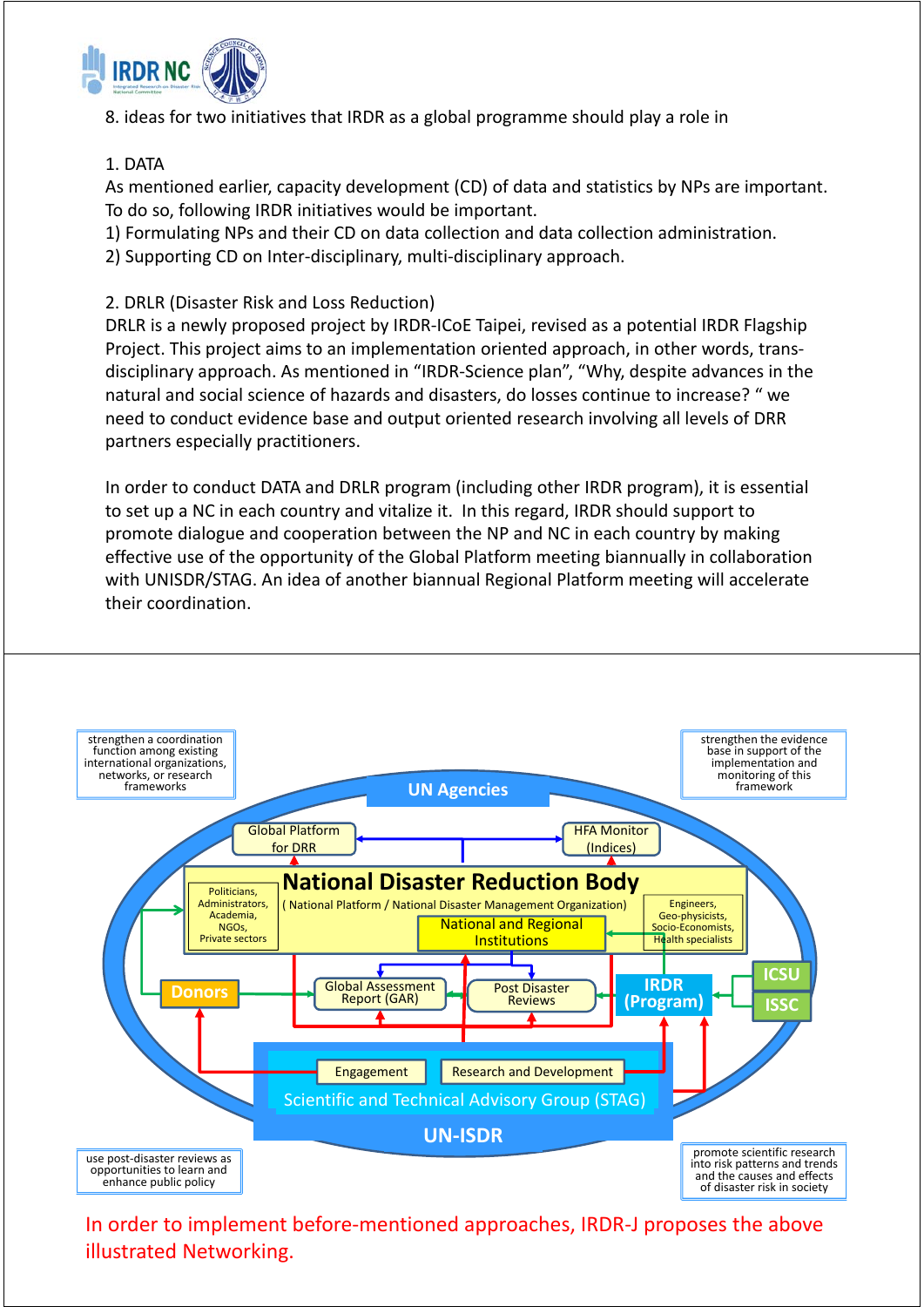8. ideas for two initiatives that IRDR as a global programme should play a role in

1. DATA

As mentioned earlier, capacity development (CD) of data and statistics by NPs are important. To do so, following IRDR initiatives would be important.

1) Formulating NPs and their CD on data collection and data collection administration.
2) Supporting CD on Inter-disciplinary, multi-disciplinary approach.

2. DRLR (Disaster Risk and Loss Reduction)

DRLR is a newly proposed project by IRDR-ICoE Taipei, revised as a potential IRDR Flagship Project. This project aims to an implementation oriented approach, in other words, trans-disciplinary approach. As mentioned in "IRDR-Science plan", "Why, despite advances in the natural and social science of hazards and disasters, do losses continue to increase? " we need to conduct evidence base and output oriented research involving all levels of DRR partners especially practitioners.

In order to conduct DATA and DRLR program (including other IRDR program), it is essential to set up a NC in each country and vitalize it. In this regard, IRDR should support to promote dialogue and cooperation between the NP and NC in each country by making effective use of the opportunity of the Global Platform meeting biannually in collaboration with UNISDR/STAG. An idea of another biannual Regional Platform meeting will accelerate their coordination.

strengthen a coordination function among existing international organizations, networks, or research frameworks

strengthen the evidence base in support of the implementation and monitoring of this framework

UN Agencies

Global Platform for DRR

HFA Monitor (Indices)

National Disaster Reduction Body

( National Platform / National Disaster Management Organization)

Politicians, Administrators, Academia, NGOs, Private sectors

National and Regional Institutions

Engineers, Geo-physicists, Socio-Economists, Health specialists

Donors

Global Assessment Report (GAR)

Post Disaster Reviews

IRDR (Program)

ICSU

ISSC

Engagement

Research and Development

Scientific and Technical Advisory Group (STAG)

UN-ISDR

use post-disaster reviews as opportunities to learn and enhance public policy

promote scientific research into risk patterns and trends and the causes and effects of disaster risk in society

In order to implement before-mentioned approaches, IRDR-J proposes the above illustrated Networking.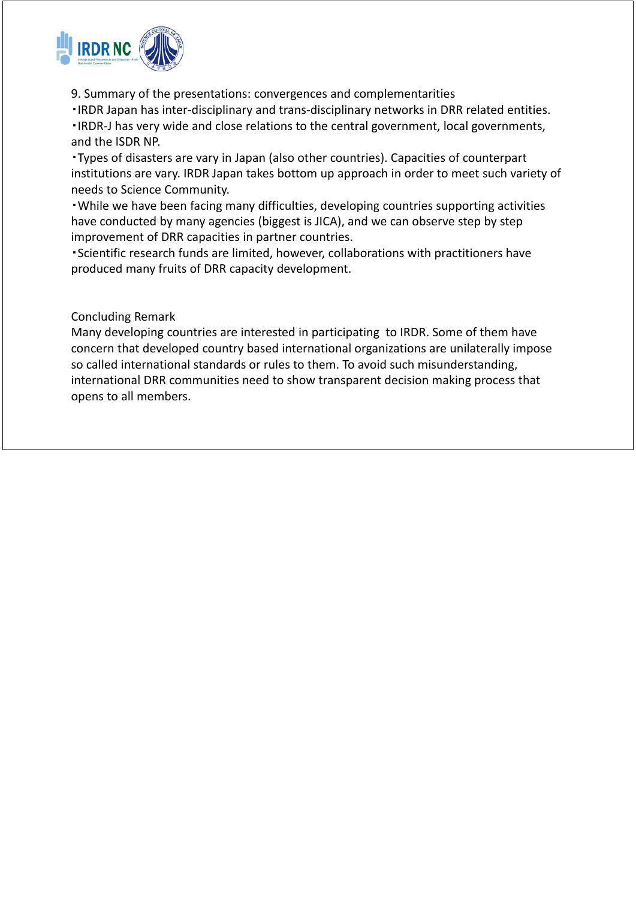9. Summary of the presentations: convergences and complementarities

・IRDR Japan has inter-disciplinary and trans-disciplinary networks in DRR related entities.

・IRDR-J has very wide and close relations to the central government, local governments, and the ISDR NP.

・Types of disasters are vary in Japan (also other countries). Capacities of counterpart institutions are vary. IRDR Japan takes bottom up approach in order to meet such variety of needs to Science Community.

・While we have been facing many difficulties, developing countries supporting activities have conducted by many agencies (biggest is JICA), and we can observe step by step improvement of DRR capacities in partner countries.

・Scientific research funds are limited, however, collaborations with practitioners have produced many fruits of DRR capacity development.

Concluding Remark

Many developing countries are interested in participating to IRDR. Some of them have concern that developed country based international organizations are unilaterally impose so called international standards or rules to them. To avoid such misunderstanding, international DRR communities need to show transparent decision making process that opens to all members.